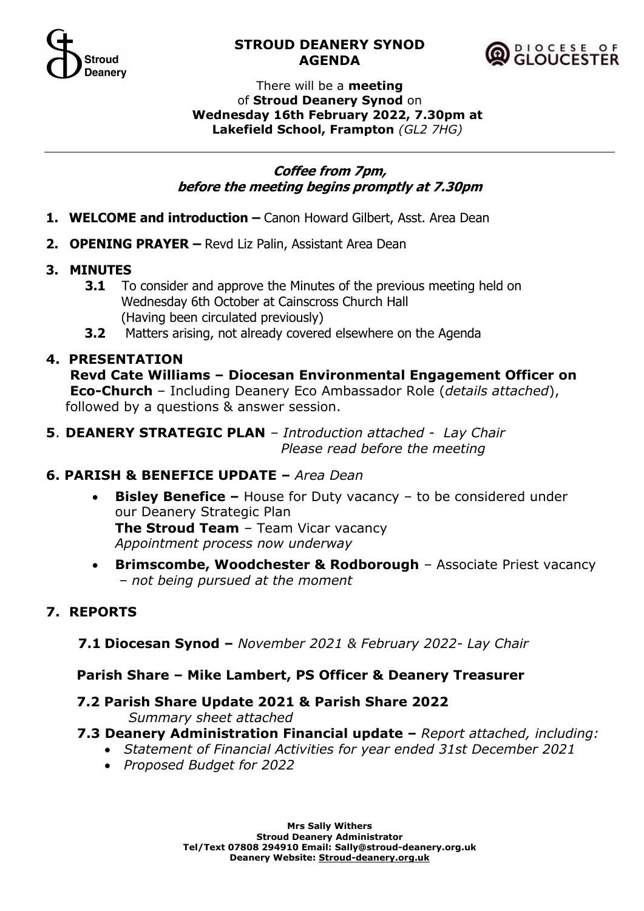# STROUD DENEARY SYNOD AGENDA

There will be a **meeting** of **Stroud Deanery Synod** on **Wednesday 16th February 2022, 7.30pm at Lakefield School, Frampton** *(GL2 7HG)*

***Coffee from 7pm, before the meeting begins promptly at 7.30pm***

1. **WELCOME and introduction –** Canon Howard Gilbert, Asst. Area Dean
2. **OPENING PRAYER –** Revd Liz Palin, Assistant Area Dean
3. **MINUTES**
   - **3.1** To consider and approve the Minutes of the previous meeting held on Wednesday 6th October at Cainscross Church Hall (Having been circulated previously)
   - **3.2** Matters arising, not already covered elsewhere on the Agenda
4. **PRESENTATION**
   **Revd Cate Williams – Diocesan Environmental Engagement Officer on Eco-Church** – Including Deanery Eco Ambassador Role (*details attached*), followed by a questions & answer session.
5. **DEANERY STRATEGIC PLAN** – *Introduction attached - Lay Chair Please read before the meeting*
6. **PARISH & BENEFICE UPDATE –** *Area Dean*
   - **Bisley Benefice –** House for Duty vacancy – to be considered under our Deanery Strategic Plan
     **The Stroud Team** – Team Vicar vacancy
     *Appointment process now underway*
   - **Brimscombe, Woodchester & Rodborough** – Associate Priest vacancy – *not being pursued at the moment*
7. **REPORTS**

   **7.1 Diocesan Synod –** *November 2021 & February 2022- Lay Chair*

   **Parish Share – Mike Lambert, PS Officer & Deanery Treasurer**

   **7.2 Parish Share Update 2021 & Parish Share 2022**
   *Summary sheet attached*

   **7.3 Deanery Administration Financial update –** *Report attached, including:*
   - *Statement of Financial Activities for year ended 31st December 2021*
   - *Proposed Budget for 2022*

**Mrs Sally Withers**
**Stroud Deanery Administrator**
**Tel/Text 07808 294910 Email: Sally@stroud-deanery.org.uk**
**Deanery Website: Stroud-deanery.org.uk**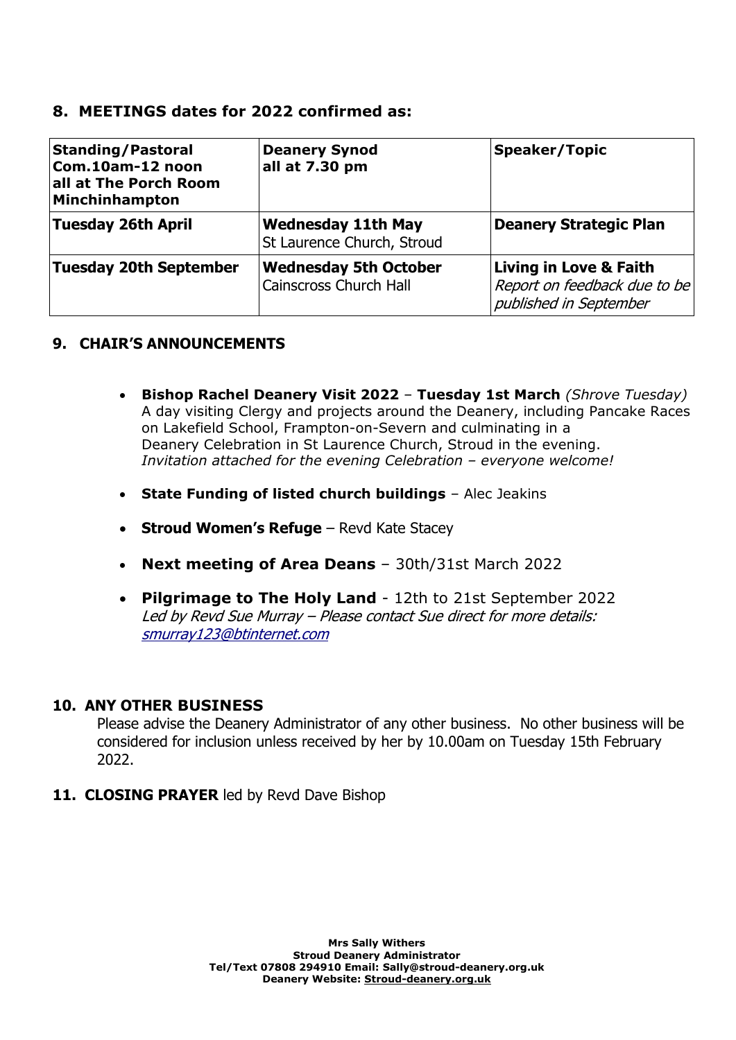## 8. MEETINGS dates for 2022 confirmed as:

| **Standing/Pastoral Com.10am-12 noon all at The Porch Room Minchinhampton** | **Deanery Synod all at 7.30 pm** | **Speaker/Topic** |
|---|---|---|
| **Tuesday 26th April** | **Wednesday 11th May** St Laurence Church, Stroud | **Deanery Strategic Plan** |
| **Tuesday 20th September** | **Wednesday 5th October** Cainscross Church Hall | **Living in Love & Faith** *Report on feedback due to be published in September* |

## 9. CHAIR'S ANNOUNCEMENTS

- **Bishop Rachel Deanery Visit 2022** – **Tuesday 1st March** *(Shrove Tuesday)* A day visiting Clergy and projects around the Deanery, including Pancake Races on Lakefield School, Frampton-on-Severn and culminating in a Deanery Celebration in St Laurence Church, Stroud in the evening. *Invitation attached for the evening Celebration – everyone welcome!*
- **State Funding of listed church buildings** – Alec Jeakins
- **Stroud Women's Refuge** – Revd Kate Stacey
- **Next meeting of Area Deans** – 30th/31st March 2022
- **Pilgrimage to The Holy Land** - 12th to 21st September 2022 *Led by Revd Sue Murray – Please contact Sue direct for more details: smurray123@btinternet.com*

## 10. ANY OTHER BUSINESS

Please advise the Deanery Administrator of any other business. No other business will be considered for inclusion unless received by her by 10.00am on Tuesday 15th February 2022.

**11. CLOSING PRAYER** led by Revd Dave Bishop

**Mrs Sally Withers**
**Stroud Deanery Administrator**
**Tel/Text 07808 294910 Email: Sally@stroud-deanery.org.uk**
**Deanery Website: Stroud-deanery.org.uk**